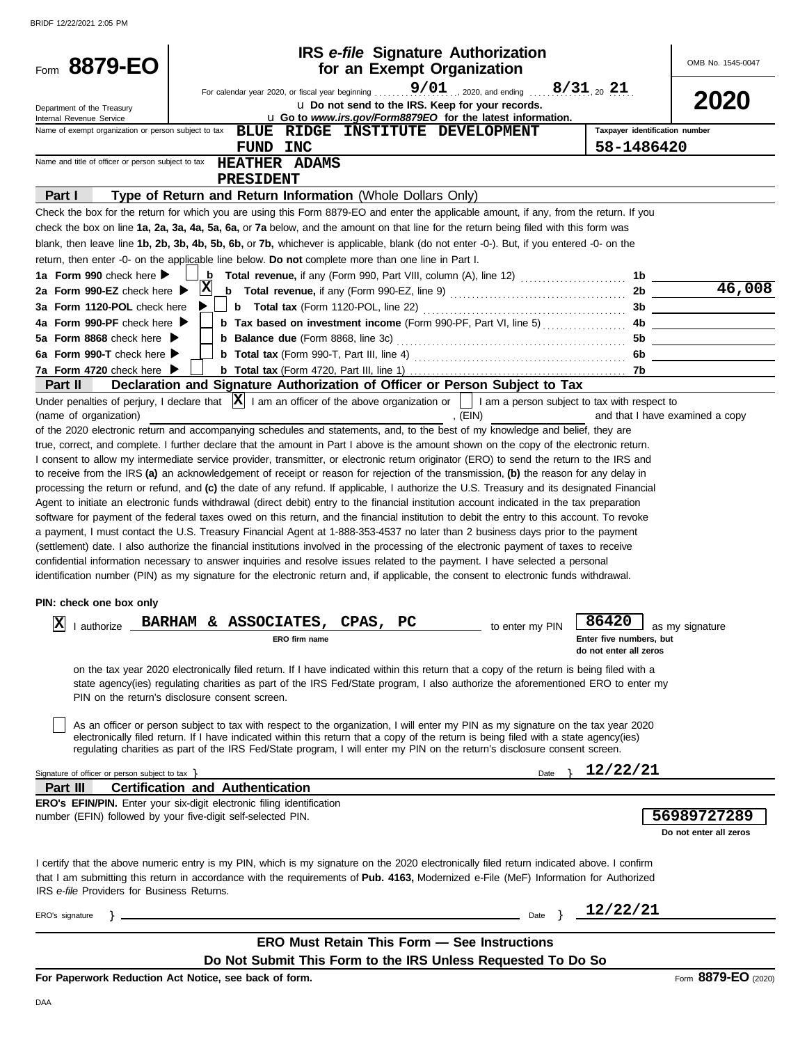# Form 8879-EO

## IRS e-file Signature Authorization for an Exempt Organization

OMB No. 1545-0047

**2020**

For calendar year 2020, or fiscal year beginning 9/01, 2020, and ending 8/31, 20 21

Department of the Treasury
Internal Revenue Service

u Do not send to the IRS. Keep for your records.
u Go to *www.irs.gov/Form8879EO* for the latest information.

Name of exempt organization or person subject to tax: **BLUE RIDGE INSTITUTE DEVELOPMENT FUND INC**

Taxpayer identification number: **58-1486420**

Name and title of officer or person subject to tax: **HEATHER ADAMS**
**PRESIDENT**

### Part I — Type of Return and Return Information (Whole Dollars Only)

Check the box for the return for which you are using this Form 8879-EO and enter the applicable amount, if any, from the return. If you check the box on line **1a, 2a, 3a, 4a, 5a, 6a,** or **7a** below, and the amount on that line for the return being filed with this form was blank, then leave line **1b, 2b, 3b, 4b, 5b, 6b,** or **7b,** whichever is applicable, blank (do not enter -0-). But, if you entered -0- on the return, then enter -0- on the applicable line below. **Do not** complete more than one line in Part I.

| Line | Check | Description | Line | Amount |
|---|---|---|---|---|
| 1a Form 990 check here | ☐ | b Total revenue, if any (Form 990, Part VIII, column (A), line 12) | 1b | |
| 2a Form 990-EZ check here | ☒ | b Total revenue, if any (Form 990-EZ, line 9) | 2b | 46,008 |
| 3a Form 1120-POL check here | ☐ | b Total tax (Form 1120-POL, line 22) | 3b | |
| 4a Form 990-PF check here | ☐ | b Tax based on investment income (Form 990-PF, Part VI, line 5) | 4b | |
| 5a Form 8868 check here | ☐ | b Balance due (Form 8868, line 3c) | 5b | |
| 6a Form 990-T check here | ☐ | b Total tax (Form 990-T, Part III, line 4) | 6b | |
| 7a Form 4720 check here | ☐ | b Total tax (Form 4720, Part III, line 1) | 7b | |

### Part II — Declaration and Signature Authorization of Officer or Person Subject to Tax

Under penalties of perjury, I declare that ☒ I am an officer of the above organization or ☐ I am a person subject to tax with respect to (name of organization) ______, (EIN) ______ and that I have examined a copy of the 2020 electronic return and accompanying schedules and statements, and, to the best of my knowledge and belief, they are true, correct, and complete. I further declare that the amount in Part I above is the amount shown on the copy of the electronic return. I consent to allow my intermediate service provider, transmitter, or electronic return originator (ERO) to send the return to the IRS and to receive from the IRS **(a)** an acknowledgement of receipt or reason for rejection of the transmission, **(b)** the reason for any delay in processing the return or refund, and **(c)** the date of any refund. If applicable, I authorize the U.S. Treasury and its designated Financial Agent to initiate an electronic funds withdrawal (direct debit) entry to the financial institution account indicated in the tax preparation software for payment of the federal taxes owed on this return, and the financial institution to debit the entry to this account. To revoke a payment, I must contact the U.S. Treasury Financial Agent at 1-888-353-4537 no later than 2 business days prior to the payment (settlement) date. I also authorize the financial institutions involved in the processing of the electronic payment of taxes to receive confidential information necessary to answer inquiries and resolve issues related to the payment. I have selected a personal identification number (PIN) as my signature for the electronic return and, if applicable, the consent to electronic funds withdrawal.

**PIN: check one box only**

☒ I authorize **BARHAM & ASSOCIATES, CPAS, PC** (ERO firm name) to enter my PIN **86420** (Enter five numbers, but do not enter all zeros) as my signature on the tax year 2020 electronically filed return. If I have indicated within this return that a copy of the return is being filed with a state agency(ies) regulating charities as part of the IRS Fed/State program, I also authorize the aforementioned ERO to enter my PIN on the return's disclosure consent screen.

☐ As an officer or person subject to tax with respect to the organization, I will enter my PIN as my signature on the tax year 2020 electronically filed return. If I have indicated within this return that a copy of the return is being filed with a state agency(ies) regulating charities as part of the IRS Fed/State program, I will enter my PIN on the return's disclosure consent screen.

Signature of officer or person subject to tax ______ Date **12/22/21**

### Part III — Certification and Authentication

**ERO's EFIN/PIN.** Enter your six-digit electronic filing identification number (EFIN) followed by your five-digit self-selected PIN.

**56989727289**
Do not enter all zeros

I certify that the above numeric entry is my PIN, which is my signature on the 2020 electronically filed return indicated above. I confirm that I am submitting this return in accordance with the requirements of **Pub. 4163,** Modernized e-File (MeF) Information for Authorized IRS *e-file* Providers for Business Returns.

ERO's signature ______ Date **12/22/21**

**ERO Must Retain This Form — See Instructions**

**Do Not Submit This Form to the IRS Unless Requested To Do So**

**For Paperwork Reduction Act Notice, see back of form.**

Form **8879-EO** (2020)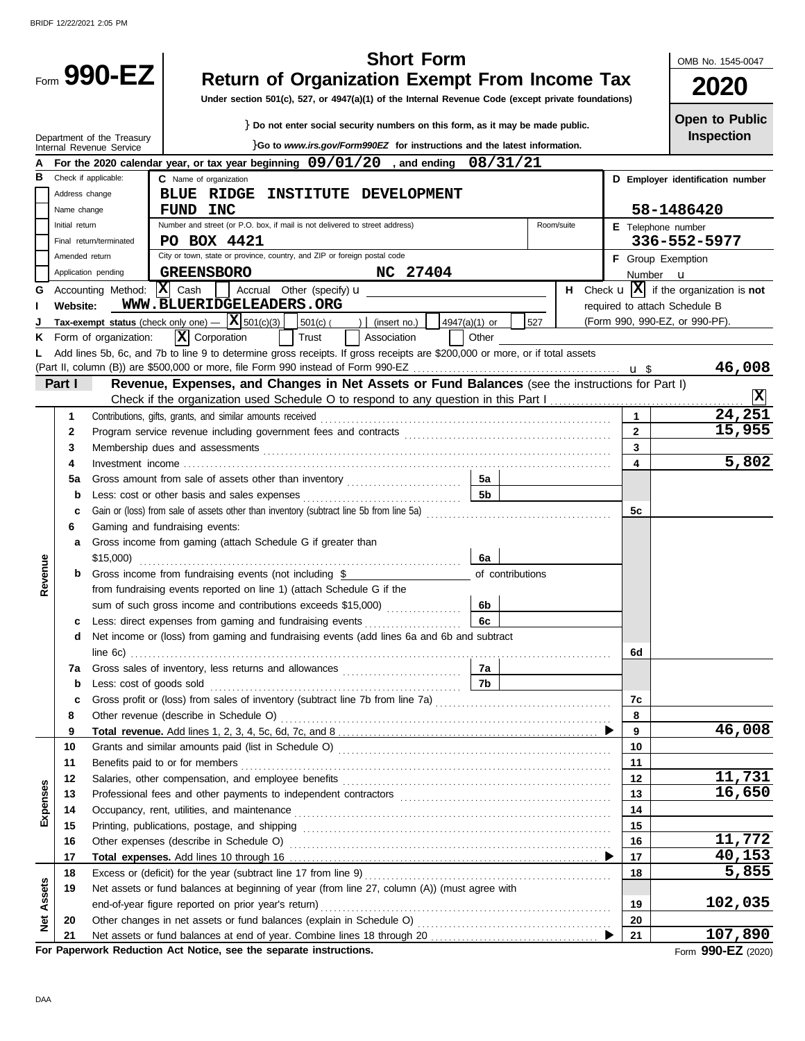BRIDF 12/22/2021 2:05 PM

# Form 990-EZ

## Short Form
## Return of Organization Exempt From Income Tax

**Under section 501(c), 527, or 4947(a)(1) of the Internal Revenue Code (except private foundations)**

} **Do not enter social security numbers on this form, as it may be made public.**

}**Go to *www.irs.gov/Form990EZ* for instructions and the latest information.**

Department of the Treasury
Internal Revenue Service

OMB No. 1545-0047

**2020**

**Open to Public Inspection**

**A** For the 2020 calendar year, or tax year beginning **09/01/20**, and ending **08/31/21**

**B** Check if applicable:
- [ ] Address change
- [ ] Name change
- [ ] Initial return
- [ ] Final return/terminated
- [ ] Amended return
- [ ] Application pending

**C** Name of organization
**BLUE RIDGE INSTITUTE DEVELOPMENT FUND INC**

Number and street (or P.O. box, if mail is not delivered to street address) — Room/suite
**PO BOX 4421**

City or town, state or province, country, and ZIP or foreign postal code
**GREENSBORO NC 27404**

**D Employer identification number**
**58-1486420**

**E** Telephone number
**336-552-5977**

**F** Group Exemption Number u

**G** Accounting Method: [X] Cash [ ] Accrual Other (specify) u

**H** Check u [X] if the organization is **not** required to attach Schedule B (Form 990, 990-EZ, or 990-PF).

**I Website:** **WWW.BLUERIDGELEADERS.ORG**

**J Tax-exempt status** (check only one) — [X] 501(c)(3) [ ] 501(c) ( ) (insert no.) [ ] 4947(a)(1) or [ ] 527

**K** Form of organization: [X] Corporation [ ] Trust [ ] Association [ ] Other

**L** Add lines 5b, 6c, and 7b to line 9 to determine gross receipts. If gross receipts are $200,000 or more, or if total assets (Part II, column (B)) are $500,000 or more, file Form 990 instead of Form 990-EZ . . . u $ **46,008**

### Part I — Revenue, Expenses, and Changes in Net Assets or Fund Balances (see the instructions for Part I)

Check if the organization used Schedule O to respond to any question in this Part I . . . [X]

| Section | Line | Description | | | Line | Amount |
|---|---|---|---|---|---|---|
| Revenue | 1 | Contributions, gifts, grants, and similar amounts received | | | 1 | 24,251 |
| | 2 | Program service revenue including government fees and contracts | | | 2 | 15,955 |
| | 3 | Membership dues and assessments | | | 3 | |
| | 4 | Investment income | | | 4 | 5,802 |
| | 5a | Gross amount from sale of assets other than inventory | 5a | | | |
| | b | Less: cost or other basis and sales expenses | 5b | | | |
| | c | Gain or (loss) from sale of assets other than inventory (subtract line 5b from line 5a) | | | 5c | |
| | 6 | Gaming and fundraising events: | | | | |
| | a | Gross income from gaming (attach Schedule G if greater than $15,000) | 6a | | | |
| | b | Gross income from fundraising events (not including $ ______ of contributions from fundraising events reported on line 1) (attach Schedule G if the sum of such gross income and contributions exceeds $15,000) | 6b | | | |
| | c | Less: direct expenses from gaming and fundraising events | 6c | | | |
| | d | Net income or (loss) from gaming and fundraising events (add lines 6a and 6b and subtract line 6c) | | | 6d | |
| | 7a | Gross sales of inventory, less returns and allowances | 7a | | | |
| | b | Less: cost of goods sold | 7b | | | |
| | c | Gross profit or (loss) from sales of inventory (subtract line 7b from line 7a) | | | 7c | |
| | 8 | Other revenue (describe in Schedule O) | | | 8 | |
| | 9 | **Total revenue.** Add lines 1, 2, 3, 4, 5c, 6d, 7c, and 8 | | | 9 | 46,008 |
| Expenses | 10 | Grants and similar amounts paid (list in Schedule O) | | | 10 | |
| | 11 | Benefits paid to or for members | | | 11 | |
| | 12 | Salaries, other compensation, and employee benefits | | | 12 | 11,731 |
| | 13 | Professional fees and other payments to independent contractors | | | 13 | 16,650 |
| | 14 | Occupancy, rent, utilities, and maintenance | | | 14 | |
| | 15 | Printing, publications, postage, and shipping | | | 15 | |
| | 16 | Other expenses (describe in Schedule O) | | | 16 | 11,772 |
| | 17 | **Total expenses.** Add lines 10 through 16 | | | 17 | 40,153 |
| Net Assets | 18 | Excess or (deficit) for the year (subtract line 17 from line 9) | | | 18 | 5,855 |
| | 19 | Net assets or fund balances at beginning of year (from line 27, column (A)) (must agree with end-of-year figure reported on prior year's return) | | | 19 | 102,035 |
| | 20 | Other changes in net assets or fund balances (explain in Schedule O) | | | 20 | |
| | 21 | Net assets or fund balances at end of year. Combine lines 18 through 20 | | | 21 | 107,890 |

**For Paperwork Reduction Act Notice, see the separate instructions.**

Form **990-EZ** (2020)

DAA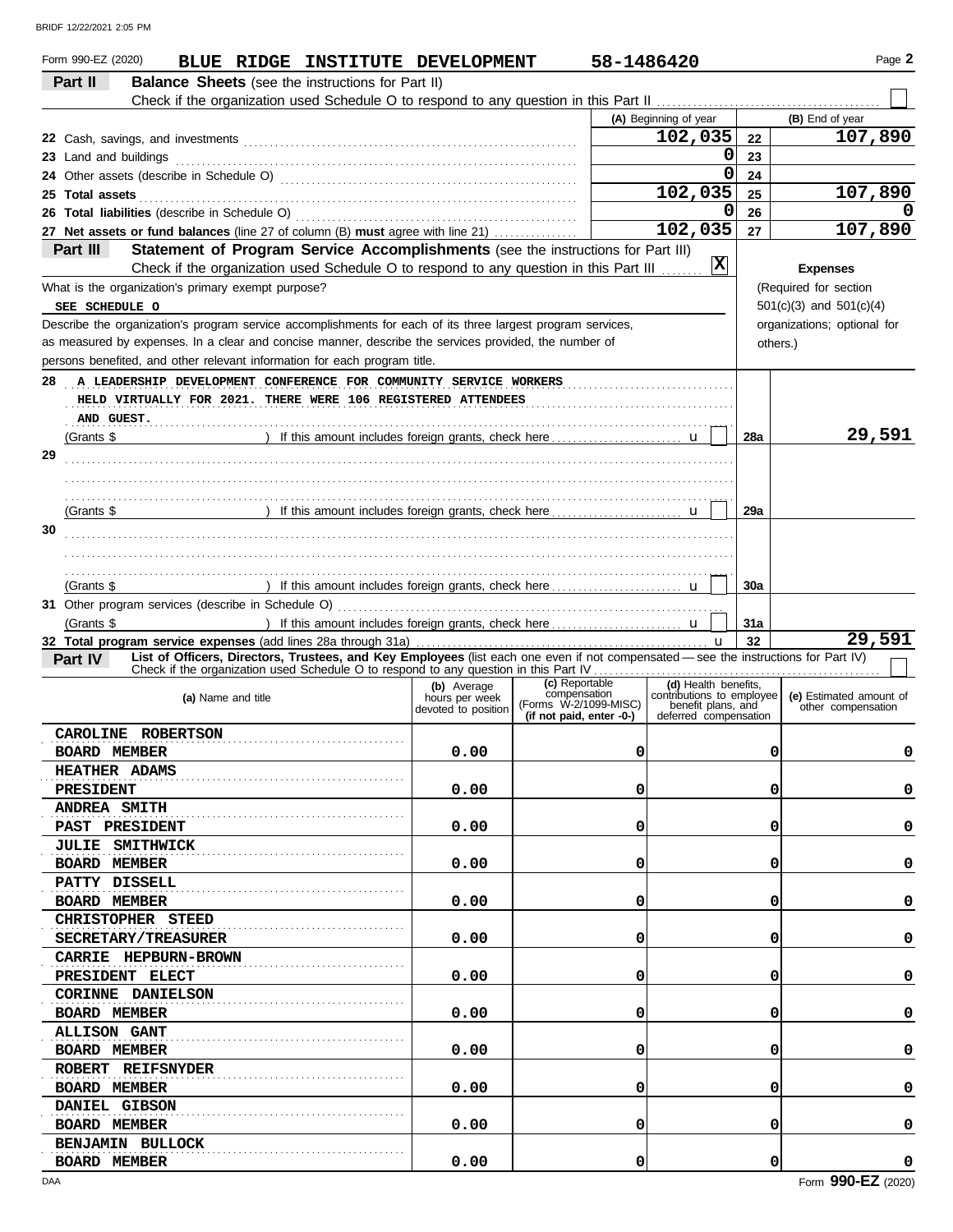Form 990-EZ (2020) **BLUE RIDGE INSTITUTE DEVELOPMENT** **58-1486420** Page **2**

## Part II — Balance Sheets (see the instructions for Part II)

Check if the organization used Schedule O to respond to any question in this Part II ☐

| | (A) Beginning of year | | (B) End of year |
|---|---|---|---|
| 22 Cash, savings, and investments | 102,035 | 22 | 107,890 |
| 23 Land and buildings | 0 | 23 | |
| 24 Other assets (describe in Schedule O) | 0 | 24 | |
| 25 **Total assets** | 102,035 | 25 | 107,890 |
| 26 **Total liabilities** (describe in Schedule O) | 0 | 26 | 0 |
| 27 **Net assets or fund balances** (line 27 of column (B) **must** agree with line 21) | 102,035 | 27 | 107,890 |

## Part III — Statement of Program Service Accomplishments (see the instructions for Part III)

Check if the organization used Schedule O to respond to any question in this Part III ☒

**Expenses** (Required for section 501(c)(3) and 501(c)(4) organizations; optional for others.)

What is the organization's primary exempt purpose?
SEE SCHEDULE O

Describe the organization's program service accomplishments for each of its three largest program services, as measured by expenses. In a clear and concise manner, describe the services provided, the number of persons benefited, and other relevant information for each program title.

| | Description | | Expenses |
|---|---|---|---|
| 28 | A LEADERSHIP DEVELOPMENT CONFERENCE FOR COMMUNITY SERVICE WORKERS HELD VIRTUALLY FOR 2021. THERE WERE 106 REGISTERED ATTENDEES AND GUEST. (Grants $ ) If this amount includes foreign grants, check here ☐ | 28a | 29,591 |
| 29 | (Grants $ ) If this amount includes foreign grants, check here ☐ | 29a | |
| 30 | (Grants $ ) If this amount includes foreign grants, check here ☐ | 30a | |
| 31 | Other program services (describe in Schedule O) (Grants $ ) If this amount includes foreign grants, check here ☐ | 31a | |
| 32 | **Total program service expenses** (add lines 28a through 31a) | 32 | 29,591 |

## Part IV — List of Officers, Directors, Trustees, and Key Employees (list each one even if not compensated — see the instructions for Part IV)

Check if the organization used Schedule O to respond to any question in this Part IV ☐

| (a) Name and title | (b) Average hours per week devoted to position | (c) Reportable compensation (Forms W-2/1099-MISC) (if not paid, enter -0-) | (d) Health benefits, contributions to employee benefit plans, and deferred compensation | (e) Estimated amount of other compensation |
|---|---|---|---|---|
| CAROLINE ROBERTSON<br>BOARD MEMBER | 0.00 | 0 | 0 | 0 |
| HEATHER ADAMS<br>PRESIDENT | 0.00 | 0 | 0 | 0 |
| ANDREA SMITH<br>PAST PRESIDENT | 0.00 | 0 | 0 | 0 |
| JULIE SMITHWICK<br>BOARD MEMBER | 0.00 | 0 | 0 | 0 |
| PATTY DISSELL<br>BOARD MEMBER | 0.00 | 0 | 0 | 0 |
| CHRISTOPHER STEED<br>SECRETARY/TREASURER | 0.00 | 0 | 0 | 0 |
| CARRIE HEPBURN-BROWN<br>PRESIDENT ELECT | 0.00 | 0 | 0 | 0 |
| CORINNE DANIELSON<br>BOARD MEMBER | 0.00 | 0 | 0 | 0 |
| ALLISON GANT<br>BOARD MEMBER | 0.00 | 0 | 0 | 0 |
| ROBERT REIFSNYDER<br>BOARD MEMBER | 0.00 | 0 | 0 | 0 |
| DANIEL GIBSON<br>BOARD MEMBER | 0.00 | 0 | 0 | 0 |
| BENJAMIN BULLOCK<br>BOARD MEMBER | 0.00 | 0 | 0 | 0 |

Form **990-EZ** (2020)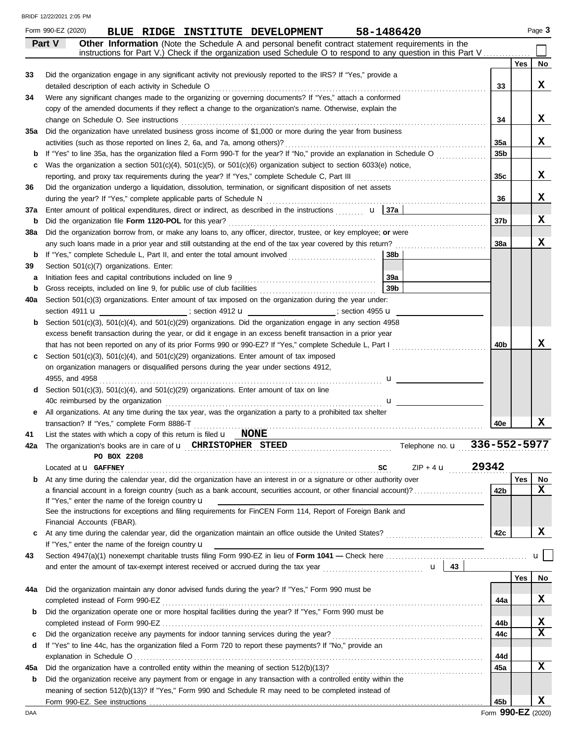Form 990-EZ (2020) **BLUE RIDGE INSTITUTE DEVELOPMENT** **58-1486420** Page **3**

## Part V Other Information

(Note the Schedule A and personal benefit contract statement requirements in the instructions for Part V.) Check if the organization used Schedule O to respond to any question in this Part V ☐

| | | Line | Yes | No |
|---|---|---|---|---|
| 33 | Did the organization engage in any significant activity not previously reported to the IRS? If "Yes," provide a detailed description of each activity in Schedule O | 33 | | X |
| 34 | Were any significant changes made to the organizing or governing documents? If "Yes," attach a conformed copy of the amended documents if they reflect a change to the organization's name. Otherwise, explain the change on Schedule O. See instructions | 34 | | X |
| 35a | Did the organization have unrelated business gross income of $1,000 or more during the year from business activities (such as those reported on lines 2, 6a, and 7a, among others)? | 35a | | X |
| b | If "Yes" to line 35a, has the organization filed a Form 990-T for the year? If "No," provide an explanation in Schedule O | 35b | | |
| c | Was the organization a section 501(c)(4), 501(c)(5), or 501(c)(6) organization subject to section 6033(e) notice, reporting, and proxy tax requirements during the year? If "Yes," complete Schedule C, Part III | 35c | | X |
| 36 | Did the organization undergo a liquidation, dissolution, termination, or significant disposition of net assets during the year? If "Yes," complete applicable parts of Schedule N | 36 | | X |
| 37a | Enter amount of political expenditures, direct or indirect, as described in the instructions u **37a** | | | |
| b | Did the organization file **Form 1120-POL** for this year? | 37b | | X |
| 38a | Did the organization borrow from, or make any loans to, any officer, director, trustee, or key employee; **or** were any such loans made in a prior year and still outstanding at the end of the tax year covered by this return? | 38a | | X |
| b | If "Yes," complete Schedule L, Part II, and enter the total amount involved **38b** | | | |
| 39 | Section 501(c)(7) organizations. Enter: | | | |
| a | Initiation fees and capital contributions included on line 9 **39a** | | | |
| b | Gross receipts, included on line 9, for public use of club facilities **39b** | | | |
| 40a | Section 501(c)(3) organizations. Enter amount of tax imposed on the organization during the year under: section 4911 u ______ ; section 4912 u ______ ; section 4955 u ______ | | | |
| b | Section 501(c)(3), 501(c)(4), and 501(c)(29) organizations. Did the organization engage in any section 4958 excess benefit transaction during the year, or did it engage in an excess benefit transaction in a prior year that has not been reported on any of its prior Forms 990 or 990-EZ? If "Yes," complete Schedule L, Part I | 40b | | X |
| c | Section 501(c)(3), 501(c)(4), and 501(c)(29) organizations. Enter amount of tax imposed on organization managers or disqualified persons during the year under sections 4912, 4955, and 4958 u | | | |
| d | Section 501(c)(3), 501(c)(4), and 501(c)(29) organizations. Enter amount of tax on line 40c reimbursed by the organization u | | | |
| e | All organizations. At any time during the tax year, was the organization a party to a prohibited tax shelter transaction? If "Yes," complete Form 8886-T | 40e | | X |

**41** List the states with which a copy of this return is filed u **NONE**

**42a** The organization's books are in care of u **CHRISTOPHER STEED** Telephone no. u **336-552-5977**

**PO BOX 2208**

Located at u **GAFFNEY** **SC** ZIP + 4 u **29342**

| | | Line | Yes | No |
|---|---|---|---|---|
| b | At any time during the calendar year, did the organization have an interest in or a signature or other authority over a financial account in a foreign country (such as a bank account, securities account, or other financial account)? If "Yes," enter the name of the foreign country u See the instructions for exceptions and filing requirements for FinCEN Form 114, Report of Foreign Bank and Financial Accounts (FBAR). | 42b | | X |
| c | At any time during the calendar year, did the organization maintain an office outside the United States? If "Yes," enter the name of the foreign country u | 42c | | X |

**43** Section 4947(a)(1) nonexempt charitable trusts filing Form 990-EZ in lieu of **Form 1041 —** Check here u ☐ and enter the amount of tax-exempt interest received or accrued during the tax year u **43**

| | | Line | Yes | No |
|---|---|---|---|---|
| 44a | Did the organization maintain any donor advised funds during the year? If "Yes," Form 990 must be completed instead of Form 990-EZ | 44a | | X |
| b | Did the organization operate one or more hospital facilities during the year? If "Yes," Form 990 must be completed instead of Form 990-EZ | 44b | | X |
| c | Did the organization receive any payments for indoor tanning services during the year? | 44c | | X |
| d | If "Yes" to line 44c, has the organization filed a Form 720 to report these payments? If "No," provide an explanation in Schedule O | 44d | | |
| 45a | Did the organization have a controlled entity within the meaning of section 512(b)(13)? | 45a | | X |
| b | Did the organization receive any payment from or engage in any transaction with a controlled entity within the meaning of section 512(b)(13)? If "Yes," Form 990 and Schedule R may need to be completed instead of Form 990-EZ. See instructions | 45b | | X |

Form **990-EZ** (2020)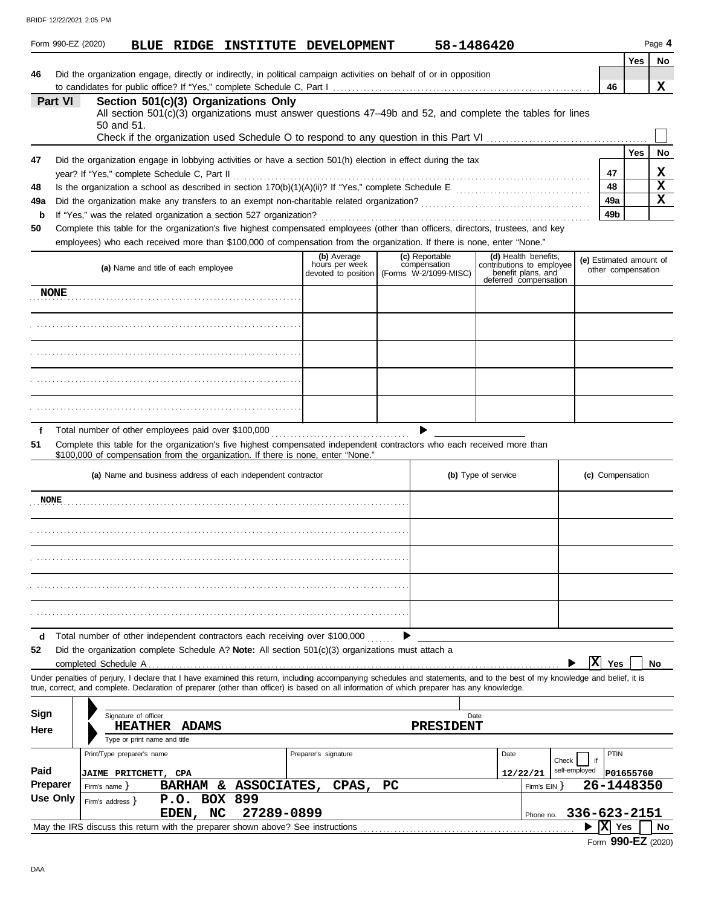Form 990-EZ (2020) **BLUE RIDGE INSTITUTE DEVELOPMENT** **58-1486420**

| | | | Yes | No |
|---|---|---|---|---|
| 46 | Did the organization engage, directly or indirectly, in political campaign activities on behalf of or in opposition to candidates for public office? If "Yes," complete Schedule C, Part I | 46 | | X |

## Part VI Section 501(c)(3) Organizations Only

All section 501(c)(3) organizations must answer questions 47–49b and 52, and complete the tables for lines 50 and 51.

Check if the organization used Schedule O to respond to any question in this Part VI ☐

| | | | Yes | No |
|---|---|---|---|---|
| 47 | Did the organization engage in lobbying activities or have a section 501(h) election in effect during the tax year? If "Yes," complete Schedule C, Part II | 47 | | X |
| 48 | Is the organization a school as described in section 170(b)(1)(A)(ii)? If "Yes," complete Schedule E | 48 | | X |
| 49a | Did the organization make any transfers to an exempt non-charitable related organization? | 49a | | X |
| b | If "Yes," was the related organization a section 527 organization? | 49b | | |

**50** Complete this table for the organization's five highest compensated employees (other than officers, directors, trustees, and key employees) who each received more than $100,000 of compensation from the organization. If there is none, enter "None."

| (a) Name and title of each employee | (b) Average hours per week devoted to position | (c) Reportable compensation (Forms W-2/1099-MISC) | (d) Health benefits, contributions to employee benefit plans, and deferred compensation | (e) Estimated amount of other compensation |
|---|---|---|---|---|
| NONE | | | | |
| | | | | |
| | | | | |
| | | | | |
| | | | | |

**f** Total number of other employees paid over $100,000 ▶

**51** Complete this table for the organization's five highest compensated independent contractors who each received more than $100,000 of compensation from the organization. If there is none, enter "None."

| (a) Name and business address of each independent contractor | (b) Type of service | (c) Compensation |
|---|---|---|
| NONE | | |
| | | |
| | | |
| | | |
| | | |

**d** Total number of other independent contractors each receiving over $100,000 ▶

**52** Did the organization complete Schedule A? **Note:** All section 501(c)(3) organizations must attach a completed Schedule A ▶ [X] Yes [ ] No

Under penalties of perjury, I declare that I have examined this return, including accompanying schedules and statements, and to the best of my knowledge and belief, it is true, correct, and complete. Declaration of preparer (other than officer) is based on all information of which preparer has any knowledge.

**Sign Here**

Signature of officer — Date

**HEATHER ADAMS** **PRESIDENT**

Type or print name and title

**Paid Preparer Use Only**

| Print/Type preparer's name | Preparer's signature | Date | Check ☐ if self-employed | PTIN |
|---|---|---|---|---|
| JAIME PRITCHETT, CPA | | 12/22/21 | | P01655760 |

Firm's name } **BARHAM & ASSOCIATES, CPAS, PC** — Firm's EIN } **26-1448350**

Firm's address } **P.O. BOX 899 EDEN, NC 27289-0899** — Phone no. **336-623-2151**

May the IRS discuss this return with the preparer shown above? See instructions ▶ [X] Yes [ ] No

Form **990-EZ** (2020)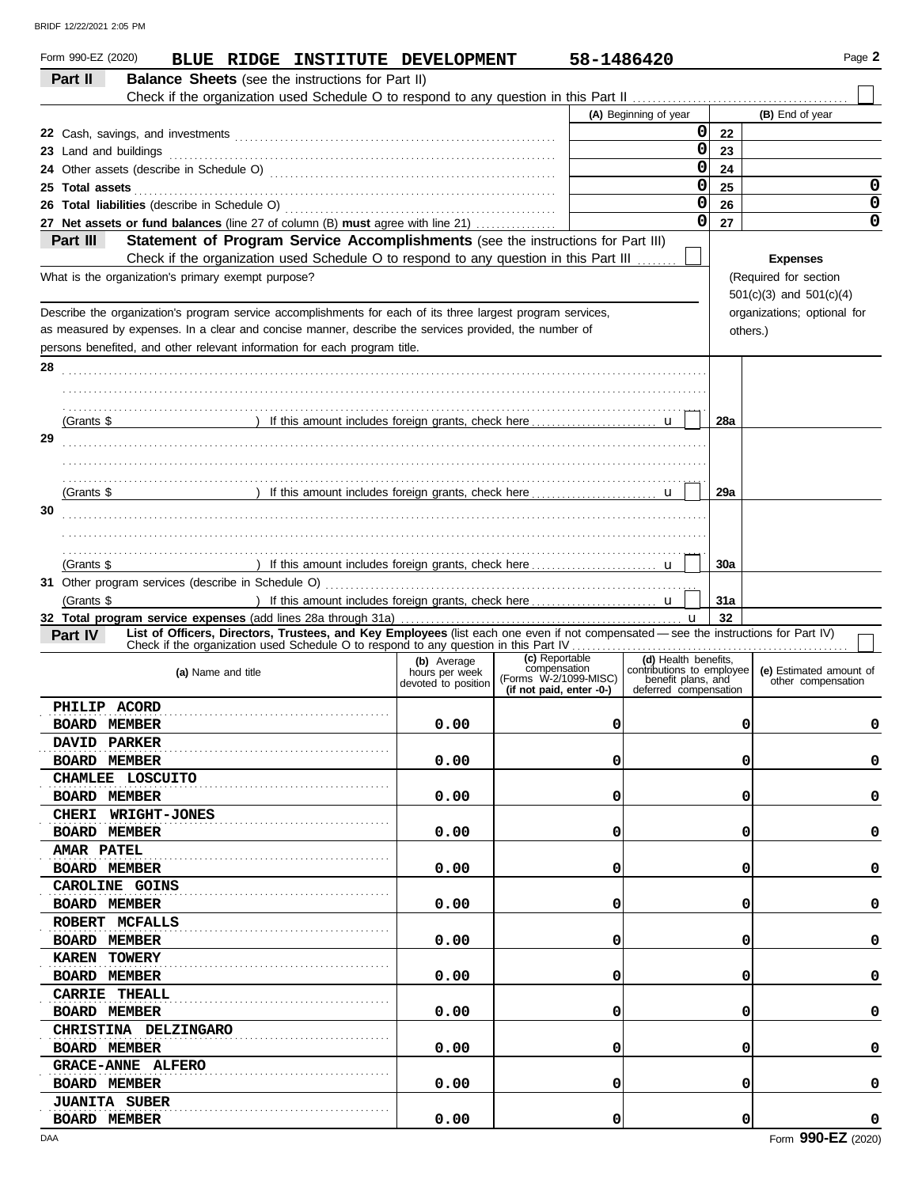Form 990-EZ (2020) **BLUE RIDGE INSTITUTE DEVELOPMENT** 58-1486420 Page **2**

**Part II** **Balance Sheets** (see the instructions for Part II)

Check if the organization used Schedule O to respond to any question in this Part II ☐

| | (A) Beginning of year | | (B) End of year |
|---|---|---|---|
| 22 Cash, savings, and investments | 0 | 22 | |
| 23 Land and buildings | 0 | 23 | |
| 24 Other assets (describe in Schedule O) | 0 | 24 | |
| 25 **Total assets** | 0 | 25 | 0 |
| 26 **Total liabilities** (describe in Schedule O) | 0 | 26 | 0 |
| 27 **Net assets or fund balances** (line 27 of column (B) **must** agree with line 21) | 0 | 27 | 0 |

**Part III** **Statement of Program Service Accomplishments** (see the instructions for Part III)

Check if the organization used Schedule O to respond to any question in this Part III ☐

What is the organization's primary exempt purpose?

Describe the organization's program service accomplishments for each of its three largest program services, as measured by expenses. In a clear and concise manner, describe the services provided, the number of persons benefited, and other relevant information for each program title.

**Expenses** (Required for section 501(c)(3) and 501(c)(4) organizations; optional for others.)

| | | | Expenses |
|---|---|---|---|
| 28 | (Grants $ ) If this amount includes foreign grants, check here ☐ | 28a | |
| 29 | (Grants $ ) If this amount includes foreign grants, check here ☐ | 29a | |
| 30 | (Grants $ ) If this amount includes foreign grants, check here ☐ | 30a | |
| 31 | Other program services (describe in Schedule O) (Grants $ ) If this amount includes foreign grants, check here ☐ | 31a | |
| 32 | **Total program service expenses** (add lines 28a through 31a) | 32 | |

**Part IV** **List of Officers, Directors, Trustees, and Key Employees** (list each one even if not compensated — see the instructions for Part IV)

Check if the organization used Schedule O to respond to any question in this Part IV ☐

| (a) Name and title | (b) Average hours per week devoted to position | (c) Reportable compensation (Forms W-2/1099-MISC) (if not paid, enter -0-) | (d) Health benefits, contributions to employee benefit plans, and deferred compensation | (e) Estimated amount of other compensation |
|---|---|---|---|---|
| PHILIP ACORD<br>BOARD MEMBER | 0.00 | 0 | 0 | 0 |
| DAVID PARKER<br>BOARD MEMBER | 0.00 | 0 | 0 | 0 |
| CHAMLEE LOSCUITO<br>BOARD MEMBER | 0.00 | 0 | 0 | 0 |
| CHERI WRIGHT-JONES<br>BOARD MEMBER | 0.00 | 0 | 0 | 0 |
| AMAR PATEL<br>BOARD MEMBER | 0.00 | 0 | 0 | 0 |
| CAROLINE GOINS<br>BOARD MEMBER | 0.00 | 0 | 0 | 0 |
| ROBERT MCFALLS<br>BOARD MEMBER | 0.00 | 0 | 0 | 0 |
| KAREN TOWERY<br>BOARD MEMBER | 0.00 | 0 | 0 | 0 |
| CARRIE THEALL<br>BOARD MEMBER | 0.00 | 0 | 0 | 0 |
| CHRISTINA DELZINGARO<br>BOARD MEMBER | 0.00 | 0 | 0 | 0 |
| GRACE-ANNE ALFERO<br>BOARD MEMBER | 0.00 | 0 | 0 | 0 |
| JUANITA SUBER<br>BOARD MEMBER | 0.00 | 0 | 0 | 0 |

Form **990-EZ** (2020)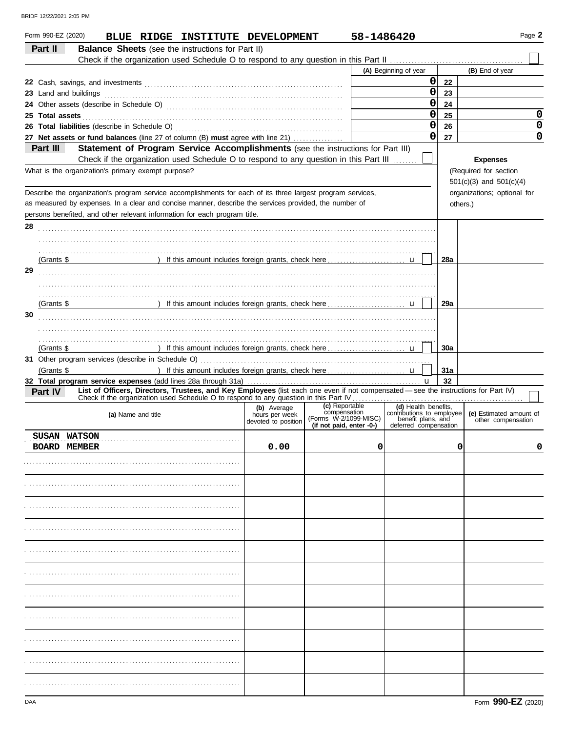Form 990-EZ (2020) **BLUE RIDGE INSTITUTE DEVELOPMENT** **58-1486420** Page **2**

**Part II** **Balance Sheets** (see the instructions for Part II)

Check if the organization used Schedule O to respond to any question in this Part II ☐

| | (A) Beginning of year | | (B) End of year |
|---|---|---|---|
| 22 Cash, savings, and investments | 0 | 22 | |
| 23 Land and buildings | 0 | 23 | |
| 24 Other assets (describe in Schedule O) | 0 | 24 | |
| 25 **Total assets** | 0 | 25 | 0 |
| 26 **Total liabilities** (describe in Schedule O) | 0 | 26 | 0 |
| 27 **Net assets or fund balances** (line 27 of column (B) **must** agree with line 21) | 0 | 27 | 0 |

**Part III** **Statement of Program Service Accomplishments** (see the instructions for Part III)

Check if the organization used Schedule O to respond to any question in this Part III ☐

What is the organization's primary exempt purpose?

Describe the organization's program service accomplishments for each of its three largest program services, as measured by expenses. In a clear and concise manner, describe the services provided, the number of persons benefited, and other relevant information for each program title.

**Expenses** (Required for section 501(c)(3) and 501(c)(4) organizations; optional for others.)

| | | |
|---|---|---|
| 28 (Grants $ ) If this amount includes foreign grants, check here ☐ | 28a | |
| 29 (Grants $ ) If this amount includes foreign grants, check here ☐ | 29a | |
| 30 (Grants $ ) If this amount includes foreign grants, check here ☐ | 30a | |
| 31 Other program services (describe in Schedule O) (Grants $ ) If this amount includes foreign grants, check here ☐ | 31a | |
| 32 **Total program service expenses** (add lines 28a through 31a) | 32 | |

**Part IV** **List of Officers, Directors, Trustees, and Key Employees** (list each one even if not compensated — see the instructions for Part IV)

Check if the organization used Schedule O to respond to any question in this Part IV ☐

| (a) Name and title | (b) Average hours per week devoted to position | (c) Reportable compensation (Forms W-2/1099-MISC) (if not paid, enter -0-) | (d) Health benefits, contributions to employee benefit plans, and deferred compensation | (e) Estimated amount of other compensation |
|---|---|---|---|---|
| SUSAN WATSON<br>BOARD MEMBER | 0.00 | 0 | 0 | 0 |
| | | | | |
| | | | | |
| | | | | |
| | | | | |
| | | | | |
| | | | | |
| | | | | |
| | | | | |
| | | | | |
| | | | | |
| | | | | |

Form **990-EZ** (2020)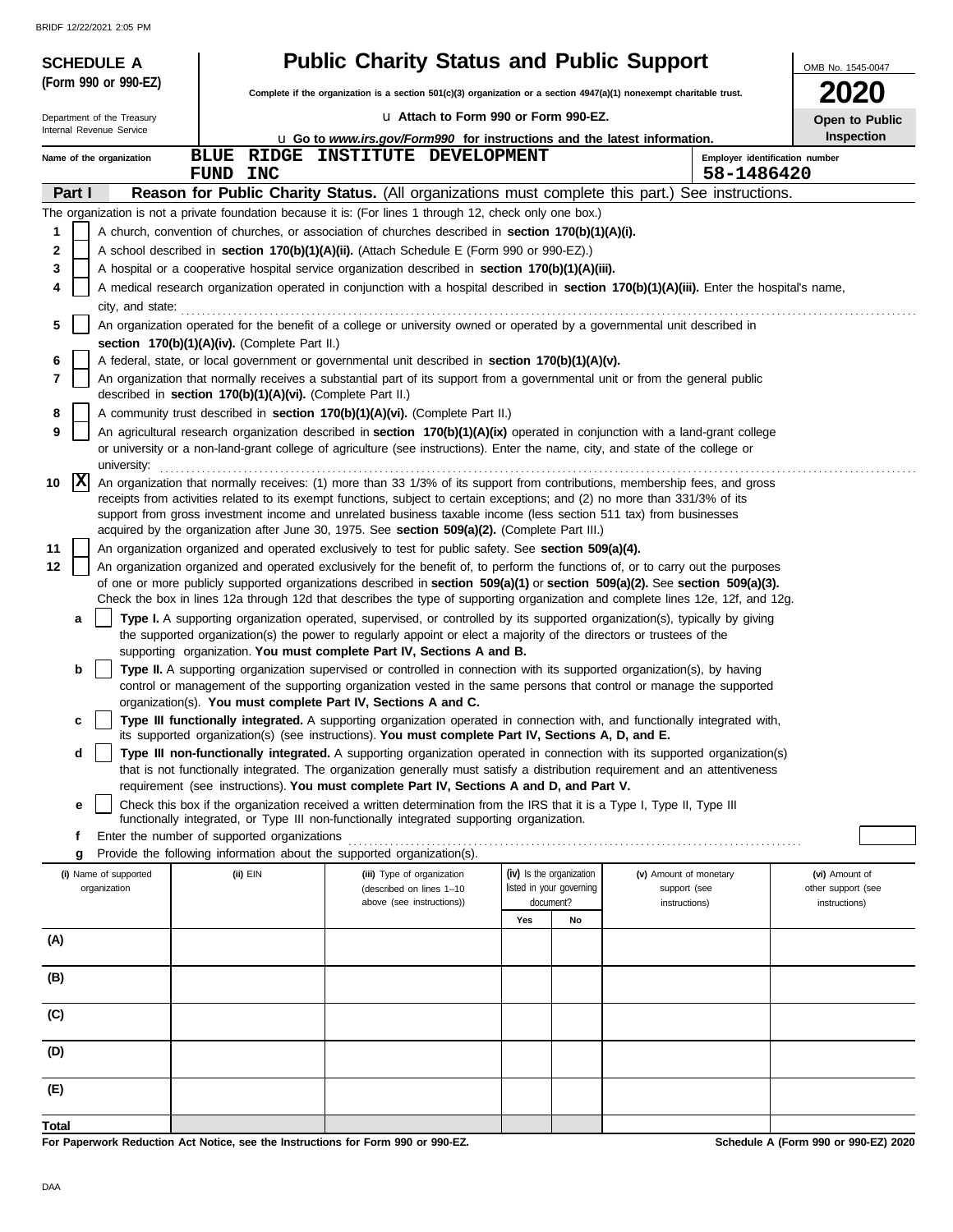**SCHEDULE A (Form 990 or 990-EZ)**

Department of the Treasury
Internal Revenue Service

# Public Charity Status and Public Support

**Complete if the organization is a section 501(c)(3) organization or a section 4947(a)(1) nonexempt charitable trust.**

u **Attach to Form 990 or Form 990-EZ.**

u **Go to *www.irs.gov/Form990* for instructions and the latest information.**

OMB No. 1545-0047

**2020**

**Open to Public Inspection**

Name of the organization: **BLUE RIDGE INSTITUTE DEVELOPMENT FUND INC**

Employer identification number: **58-1486420**

## Part I — Reason for Public Charity Status. (All organizations must complete this part.) See instructions.

The organization is not a private foundation because it is: (For lines 1 through 12, check only one box.)

1. [ ] A church, convention of churches, or association of churches described in **section 170(b)(1)(A)(i).**
2. [ ] A school described in **section 170(b)(1)(A)(ii).** (Attach Schedule E (Form 990 or 990-EZ).)
3. [ ] A hospital or a cooperative hospital service organization described in **section 170(b)(1)(A)(iii).**
4. [ ] A medical research organization operated in conjunction with a hospital described in **section 170(b)(1)(A)(iii).** Enter the hospital's name, city, and state:
5. [ ] An organization operated for the benefit of a college or university owned or operated by a governmental unit described in **section 170(b)(1)(A)(iv).** (Complete Part II.)
6. [ ] A federal, state, or local government or governmental unit described in **section 170(b)(1)(A)(v).**
7. [ ] An organization that normally receives a substantial part of its support from a governmental unit or from the general public described in **section 170(b)(1)(A)(vi).** (Complete Part II.)
8. [ ] A community trust described in **section 170(b)(1)(A)(vi).** (Complete Part II.)
9. [ ] An agricultural research organization described in **section 170(b)(1)(A)(ix)** operated in conjunction with a land-grant college or university or a non-land-grant college of agriculture (see instructions). Enter the name, city, and state of the college or university:
10. [X] An organization that normally receives: (1) more than 33 1/3% of its support from contributions, membership fees, and gross receipts from activities related to its exempt functions, subject to certain exceptions; and (2) no more than 331/3% of its support from gross investment income and unrelated business taxable income (less section 511 tax) from businesses acquired by the organization after June 30, 1975. See **section 509(a)(2).** (Complete Part III.)
11. [ ] An organization organized and operated exclusively to test for public safety. See **section 509(a)(4).**
12. [ ] An organization organized and operated exclusively for the benefit of, to perform the functions of, or to carry out the purposes of one or more publicly supported organizations described in **section 509(a)(1)** or **section 509(a)(2).** See **section 509(a)(3).** Check the box in lines 12a through 12d that describes the type of supporting organization and complete lines 12e, 12f, and 12g.
   - **a** [ ] **Type I.** A supporting organization operated, supervised, or controlled by its supported organization(s), typically by giving the supported organization(s) the power to regularly appoint or elect a majority of the directors or trustees of the supporting organization. **You must complete Part IV, Sections A and B.**
   - **b** [ ] **Type II.** A supporting organization supervised or controlled in connection with its supported organization(s), by having control or management of the supporting organization vested in the same persons that control or manage the supported organization(s). **You must complete Part IV, Sections A and C.**
   - **c** [ ] **Type III functionally integrated.** A supporting organization operated in connection with, and functionally integrated with, its supported organization(s) (see instructions). **You must complete Part IV, Sections A, D, and E.**
   - **d** [ ] **Type III non-functionally integrated.** A supporting organization operated in connection with its supported organization(s) that is not functionally integrated. The organization generally must satisfy a distribution requirement and an attentiveness requirement (see instructions). **You must complete Part IV, Sections A and D, and Part V.**
   - **e** [ ] Check this box if the organization received a written determination from the IRS that it is a Type I, Type II, Type III functionally integrated, or Type III non-functionally integrated supporting organization.
   - **f** Enter the number of supported organizations
   - **g** Provide the following information about the supported organization(s).

| (i) Name of supported organization | (ii) EIN | (iii) Type of organization (described on lines 1–10 above (see instructions)) | (iv) Is the organization listed in your governing document? Yes | No | (v) Amount of monetary support (see instructions) | (vi) Amount of other support (see instructions) |
|---|---|---|---|---|---|---|
| (A) | | | | | | |
| (B) | | | | | | |
| (C) | | | | | | |
| (D) | | | | | | |
| (E) | | | | | | |
| Total | | | | | | |

**For Paperwork Reduction Act Notice, see the Instructions for Form 990 or 990-EZ.**

**Schedule A (Form 990 or 990-EZ) 2020**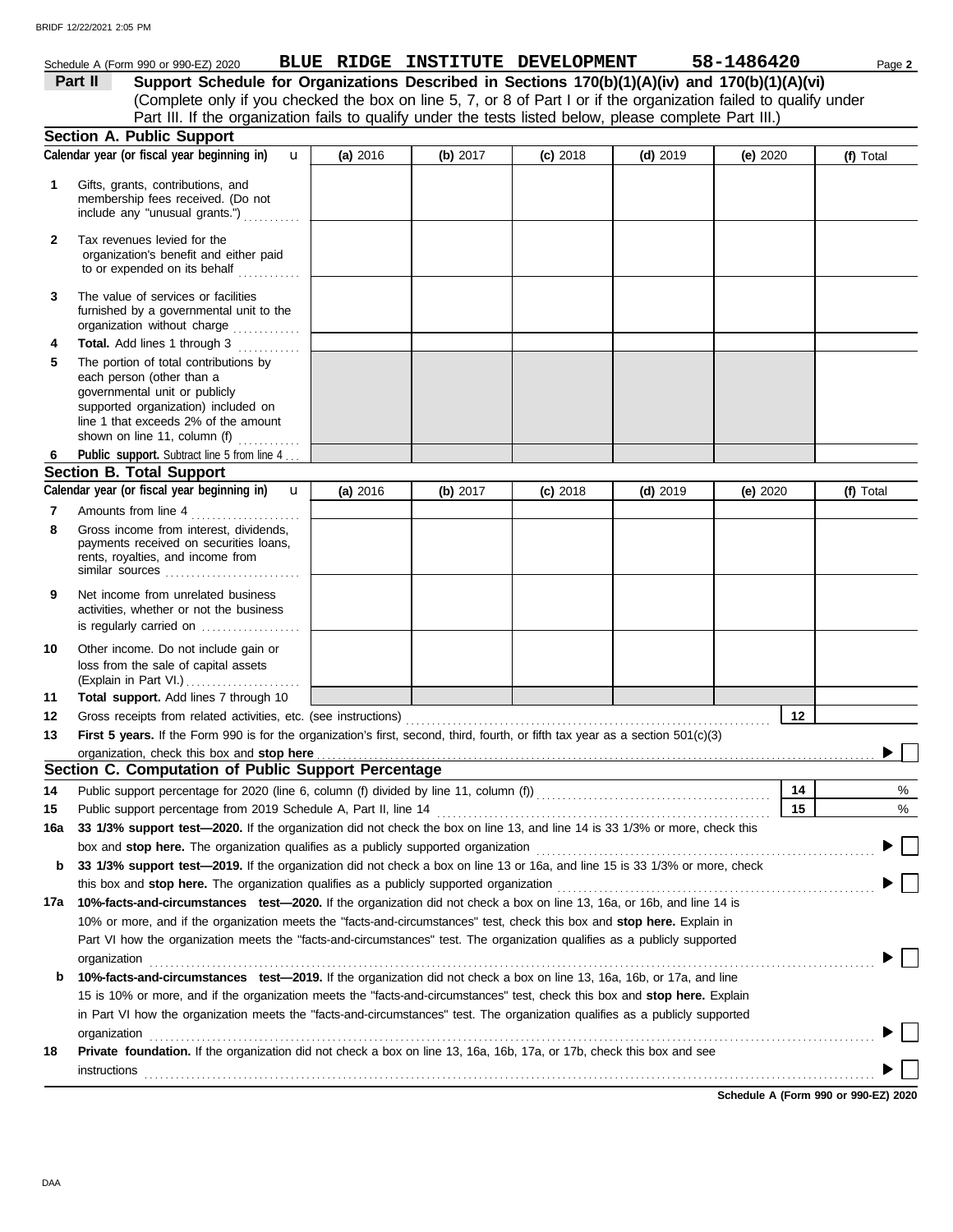Schedule A (Form 990 or 990-EZ) 2020 **BLUE RIDGE INSTITUTE DEVELOPMENT** **58-1486420** Page **2**

## Part II Support Schedule for Organizations Described in Sections 170(b)(1)(A)(iv) and 170(b)(1)(A)(vi)

(Complete only if you checked the box on line 5, 7, or 8 of Part I or if the organization failed to qualify under Part III. If the organization fails to qualify under the tests listed below, please complete Part III.)

### Section A. Public Support

| | Calendar year (or fiscal year beginning in) | (a) 2016 | (b) 2017 | (c) 2018 | (d) 2019 | (e) 2020 | (f) Total |
|---|---|---|---|---|---|---|---|
| 1 | Gifts, grants, contributions, and membership fees received. (Do not include any "unusual grants.") | | | | | | |
| 2 | Tax revenues levied for the organization's benefit and either paid to or expended on its behalf | | | | | | |
| 3 | The value of services or facilities furnished by a governmental unit to the organization without charge | | | | | | |
| 4 | **Total.** Add lines 1 through 3 | | | | | | |
| 5 | The portion of total contributions by each person (other than a governmental unit or publicly supported organization) included on line 1 that exceeds 2% of the amount shown on line 11, column (f) | | | | | | |
| 6 | **Public support.** Subtract line 5 from line 4 | | | | | | |

### Section B. Total Support

| | Calendar year (or fiscal year beginning in) | (a) 2016 | (b) 2017 | (c) 2018 | (d) 2019 | (e) 2020 | (f) Total |
|---|---|---|---|---|---|---|---|
| 7 | Amounts from line 4 | | | | | | |
| 8 | Gross income from interest, dividends, payments received on securities loans, rents, royalties, and income from similar sources | | | | | | |
| 9 | Net income from unrelated business activities, whether or not the business is regularly carried on | | | | | | |
| 10 | Other income. Do not include gain or loss from the sale of capital assets (Explain in Part VI.) | | | | | | |
| 11 | **Total support.** Add lines 7 through 10 | | | | | | |

12 Gross receipts from related activities, etc. (see instructions) **12**

13 **First 5 years.** If the Form 990 is for the organization's first, second, third, fourth, or fifth tax year as a section 501(c)(3) organization, check this box and **stop here** ☐

### Section C. Computation of Public Support Percentage

14 Public support percentage for 2020 (line 6, column (f) divided by line 11, column (f)) **14** %

15 Public support percentage from 2019 Schedule A, Part II, line 14 **15** %

16a **33 1/3% support test—2020.** If the organization did not check the box on line 13, and line 14 is 33 1/3% or more, check this box and **stop here.** The organization qualifies as a publicly supported organization ☐

b **33 1/3% support test—2019.** If the organization did not check a box on line 13 or 16a, and line 15 is 33 1/3% or more, check this box and **stop here.** The organization qualifies as a publicly supported organization ☐

17a **10%-facts-and-circumstances test—2020.** If the organization did not check a box on line 13, 16a, or 16b, and line 14 is 10% or more, and if the organization meets the "facts-and-circumstances" test, check this box and **stop here.** Explain in Part VI how the organization meets the "facts-and-circumstances" test. The organization qualifies as a publicly supported organization ☐

b **10%-facts-and-circumstances test—2019.** If the organization did not check a box on line 13, 16a, 16b, or 17a, and line 15 is 10% or more, and if the organization meets the "facts-and-circumstances" test, check this box and **stop here.** Explain in Part VI how the organization meets the "facts-and-circumstances" test. The organization qualifies as a publicly supported organization ☐

18 **Private foundation.** If the organization did not check a box on line 13, 16a, 16b, 17a, or 17b, check this box and see instructions ☐

**Schedule A (Form 990 or 990-EZ) 2020**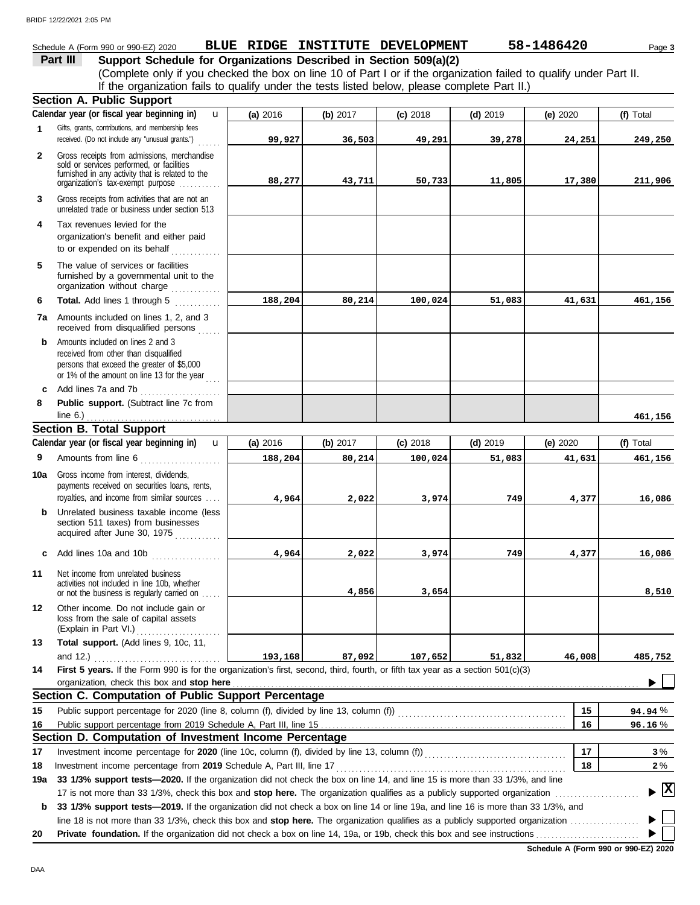Schedule A (Form 990 or 990-EZ) 2020 **BLUE RIDGE INSTITUTE DEVELOPMENT** **58-1486420** Page **3**

## Part III Support Schedule for Organizations Described in Section 509(a)(2)

(Complete only if you checked the box on line 10 of Part I or if the organization failed to qualify under Part II. If the organization fails to qualify under the tests listed below, please complete Part II.)

### Section A. Public Support

| Calendar year (or fiscal year beginning in) | (a) 2016 | (b) 2017 | (c) 2018 | (d) 2019 | (e) 2020 | (f) Total |
|---|---|---|---|---|---|---|
| **1** Gifts, grants, contributions, and membership fees received. (Do not include any "unusual grants.") | 99,927 | 36,503 | 49,291 | 39,278 | 24,251 | 249,250 |
| **2** Gross receipts from admissions, merchandise sold or services performed, or facilities furnished in any activity that is related to the organization's tax-exempt purpose | 88,277 | 43,711 | 50,733 | 11,805 | 17,380 | 211,906 |
| **3** Gross receipts from activities that are not an unrelated trade or business under section 513 | | | | | | |
| **4** Tax revenues levied for the organization's benefit and either paid to or expended on its behalf | | | | | | |
| **5** The value of services or facilities furnished by a governmental unit to the organization without charge | | | | | | |
| **6** **Total.** Add lines 1 through 5 | 188,204 | 80,214 | 100,024 | 51,083 | 41,631 | 461,156 |
| **7a** Amounts included on lines 1, 2, and 3 received from disqualified persons | | | | | | |
| **b** Amounts included on lines 2 and 3 received from other than disqualified persons that exceed the greater of $5,000 or 1% of the amount on line 13 for the year | | | | | | |
| **c** Add lines 7a and 7b | | | | | | |
| **8** **Public support.** (Subtract line 7c from line 6.) | | | | | | 461,156 |

### Section B. Total Support

| Calendar year (or fiscal year beginning in) | (a) 2016 | (b) 2017 | (c) 2018 | (d) 2019 | (e) 2020 | (f) Total |
|---|---|---|---|---|---|---|
| **9** Amounts from line 6 | 188,204 | 80,214 | 100,024 | 51,083 | 41,631 | 461,156 |
| **10a** Gross income from interest, dividends, payments received on securities loans, rents, royalties, and income from similar sources | 4,964 | 2,022 | 3,974 | 749 | 4,377 | 16,086 |
| **b** Unrelated business taxable income (less section 511 taxes) from businesses acquired after June 30, 1975 | | | | | | |
| **c** Add lines 10a and 10b | 4,964 | 2,022 | 3,974 | 749 | 4,377 | 16,086 |
| **11** Net income from unrelated business activities not included in line 10b, whether or not the business is regularly carried on | | 4,856 | 3,654 | | | 8,510 |
| **12** Other income. Do not include gain or loss from the sale of capital assets (Explain in Part VI.) | | | | | | |
| **13** **Total support.** (Add lines 9, 10c, 11, and 12.) | 193,168 | 87,092 | 107,652 | 51,832 | 46,008 | 485,752 |

**14** **First 5 years.** If the Form 990 is for the organization's first, second, third, fourth, or fifth tax year as a section 501(c)(3) organization, check this box and **stop here** ☐

### Section C. Computation of Public Support Percentage

| | | | |
|---|---|---|---|
| **15** | Public support percentage for 2020 (line 8, column (f), divided by line 13, column (f)) | 15 | 94.94 % |
| **16** | Public support percentage from 2019 Schedule A, Part III, line 15 | 16 | 96.16 % |

### Section D. Computation of Investment Income Percentage

| | | | |
|---|---|---|---|
| **17** | Investment income percentage for **2020** (line 10c, column (f), divided by line 13, column (f)) | 17 | 3 % |
| **18** | Investment income percentage from **2019** Schedule A, Part III, line 17 | 18 | 2 % |

**19a** **33 1/3% support tests—2020.** If the organization did not check the box on line 14, and line 15 is more than 33 1/3%, and line 17 is not more than 33 1/3%, check this box and **stop here.** The organization qualifies as a publicly supported organization ☒

**b** **33 1/3% support tests—2019.** If the organization did not check a box on line 14 or line 19a, and line 16 is more than 33 1/3%, and line 18 is not more than 33 1/3%, check this box and **stop here.** The organization qualifies as a publicly supported organization ☐

**20** **Private foundation.** If the organization did not check a box on line 14, 19a, or 19b, check this box and see instructions ☐

**Schedule A (Form 990 or 990-EZ) 2020**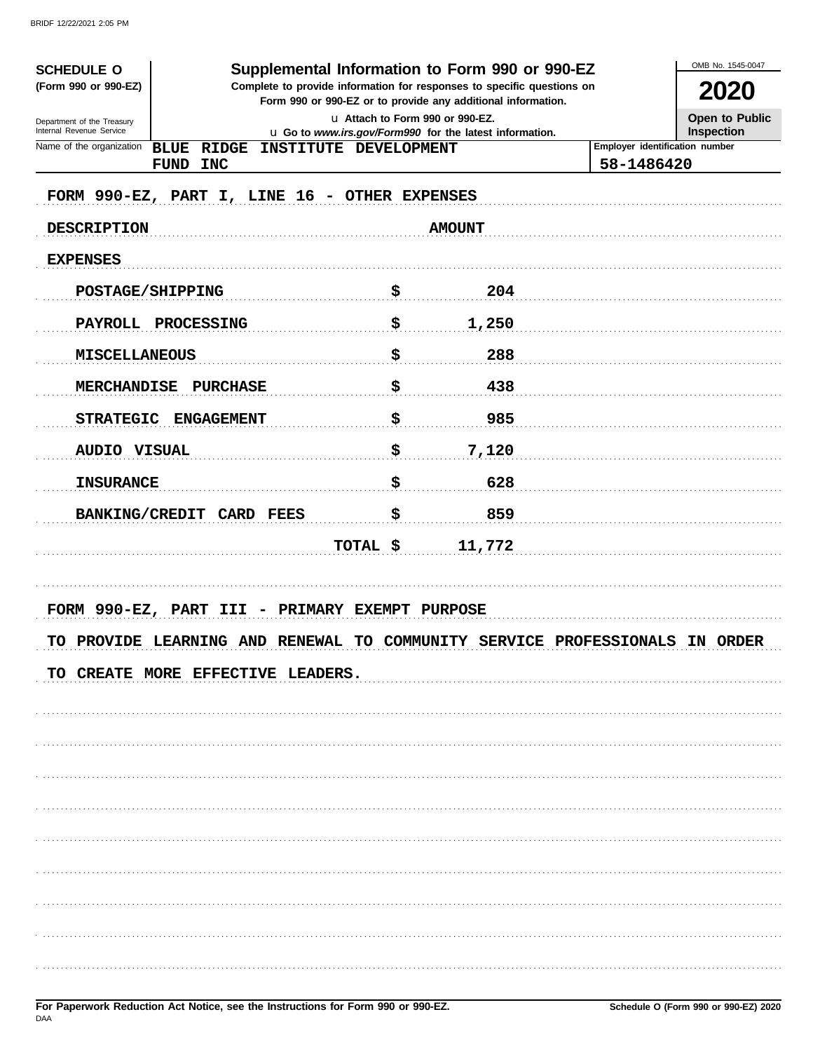**SCHEDULE O**
**(Form 990 or 990-EZ)**

Department of the Treasury
Internal Revenue Service

# Supplemental Information to Form 990 or 990-EZ

**Complete to provide information for responses to specific questions on Form 990 or 990-EZ or to provide any additional information.**

u Attach to Form 990 or 990-EZ.
u Go to *www.irs.gov/Form990* for the latest information.

OMB No. 1545-0047

**2020**

**Open to Public Inspection**

Name of the organization: BLUE RIDGE INSTITUTE DEVELOPMENT FUND INC

Employer identification number: 58-1486420

FORM 990-EZ, PART I, LINE 16 - OTHER EXPENSES

| DESCRIPTION | AMOUNT |
|---|---|
| EXPENSES | |
| POSTAGE/SHIPPING | $ 204 |
| PAYROLL PROCESSING | $ 1,250 |
| MISCELLANEOUS | $ 288 |
| MERCHANDISE PURCHASE | $ 438 |
| STRATEGIC ENGAGEMENT | $ 985 |
| AUDIO VISUAL | $ 7,120 |
| INSURANCE | $ 628 |
| BANKING/CREDIT CARD FEES | $ 859 |
| TOTAL | $ 11,772 |

FORM 990-EZ, PART III - PRIMARY EXEMPT PURPOSE

TO PROVIDE LEARNING AND RENEWAL TO COMMUNITY SERVICE PROFESSIONALS IN ORDER TO CREATE MORE EFFECTIVE LEADERS.

**For Paperwork Reduction Act Notice, see the Instructions for Form 990 or 990-EZ.**
DAA
**Schedule O (Form 990 or 990-EZ) 2020**